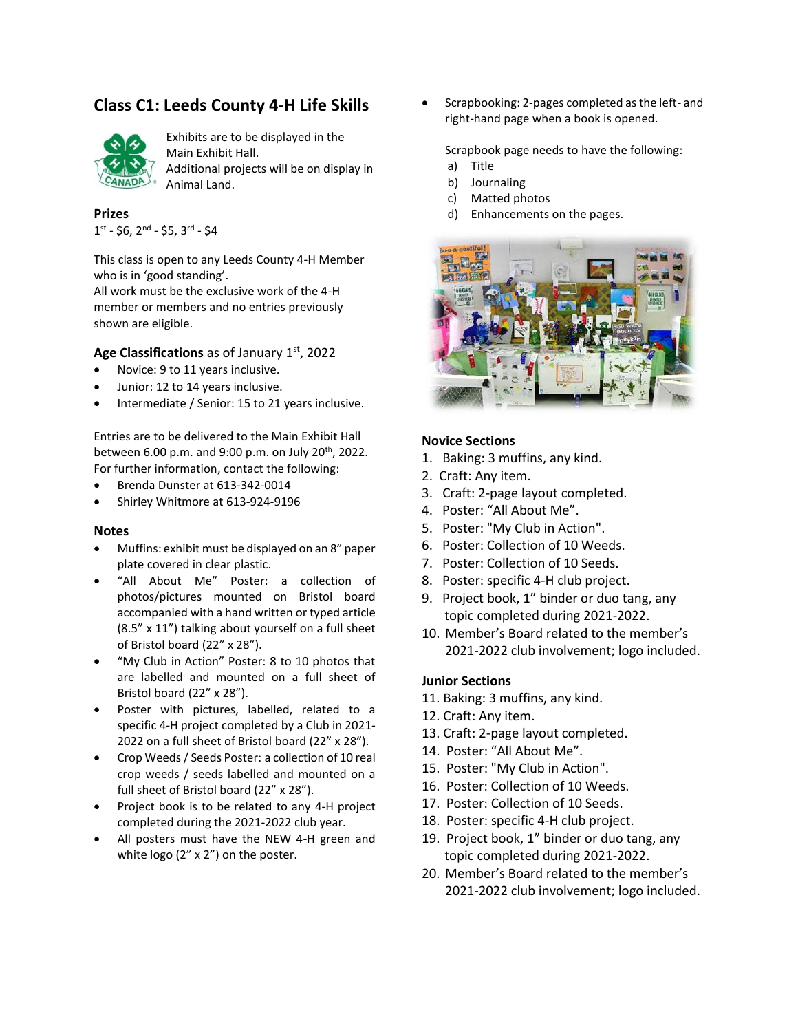## Class C1: Leeds County 4-H Life Skills

Exhibits are to be displayed in the Main Exhibit Hall.
Additional projects will be on display in Animal Land.

### Prizes

1st - $6, 2nd - $5, 3rd - $4

This class is open to any Leeds County 4-H Member who is in 'good standing'.
All work must be the exclusive work of the 4-H member or members and no entries previously shown are eligible.

### Age Classifications as of January 1st, 2022

- Novice: 9 to 11 years inclusive.
- Junior: 12 to 14 years inclusive.
- Intermediate / Senior: 15 to 21 years inclusive.

Entries are to be delivered to the Main Exhibit Hall between 6.00 p.m. and 9:00 p.m. on July 20th, 2022.
For further information, contact the following:

- Brenda Dunster at 613-342-0014
- Shirley Whitmore at 613-924-9196

### Notes

- Muffins: exhibit must be displayed on an 8" paper plate covered in clear plastic.
- "All About Me" Poster: a collection of photos/pictures mounted on Bristol board accompanied with a hand written or typed article (8.5" x 11") talking about yourself on a full sheet of Bristol board (22" x 28").
- "My Club in Action" Poster: 8 to 10 photos that are labelled and mounted on a full sheet of Bristol board (22" x 28").
- Poster with pictures, labelled, related to a specific 4-H project completed by a Club in 2021-2022 on a full sheet of Bristol board (22" x 28").
- Crop Weeds / Seeds Poster: a collection of 10 real crop weeds / seeds labelled and mounted on a full sheet of Bristol board (22" x 28").
- Project book is to be related to any 4-H project completed during the 2021-2022 club year.
- All posters must have the NEW 4-H green and white logo (2" x 2") on the poster.
- Scrapbooking: 2-pages completed as the left- and right-hand page when a book is opened.

  Scrapbook page needs to have the following:
  a) Title
  b) Journaling
  c) Matted photos
  d) Enhancements on the pages.

### Novice Sections

1. Baking: 3 muffins, any kind.
2. Craft: Any item.
3. Craft: 2-page layout completed.
4. Poster: "All About Me".
5. Poster: "My Club in Action".
6. Poster: Collection of 10 Weeds.
7. Poster: Collection of 10 Seeds.
8. Poster: specific 4-H club project.
9. Project book, 1" binder or duo tang, any topic completed during 2021-2022.
10. Member's Board related to the member's 2021-2022 club involvement; logo included.

### Junior Sections

11. Baking: 3 muffins, any kind.
12. Craft: Any item.
13. Craft: 2-page layout completed.
14. Poster: "All About Me".
15. Poster: "My Club in Action".
16. Poster: Collection of 10 Weeds.
17. Poster: Collection of 10 Seeds.
18. Poster: specific 4-H club project.
19. Project book, 1" binder or duo tang, any topic completed during 2021-2022.
20. Member's Board related to the member's 2021-2022 club involvement; logo included.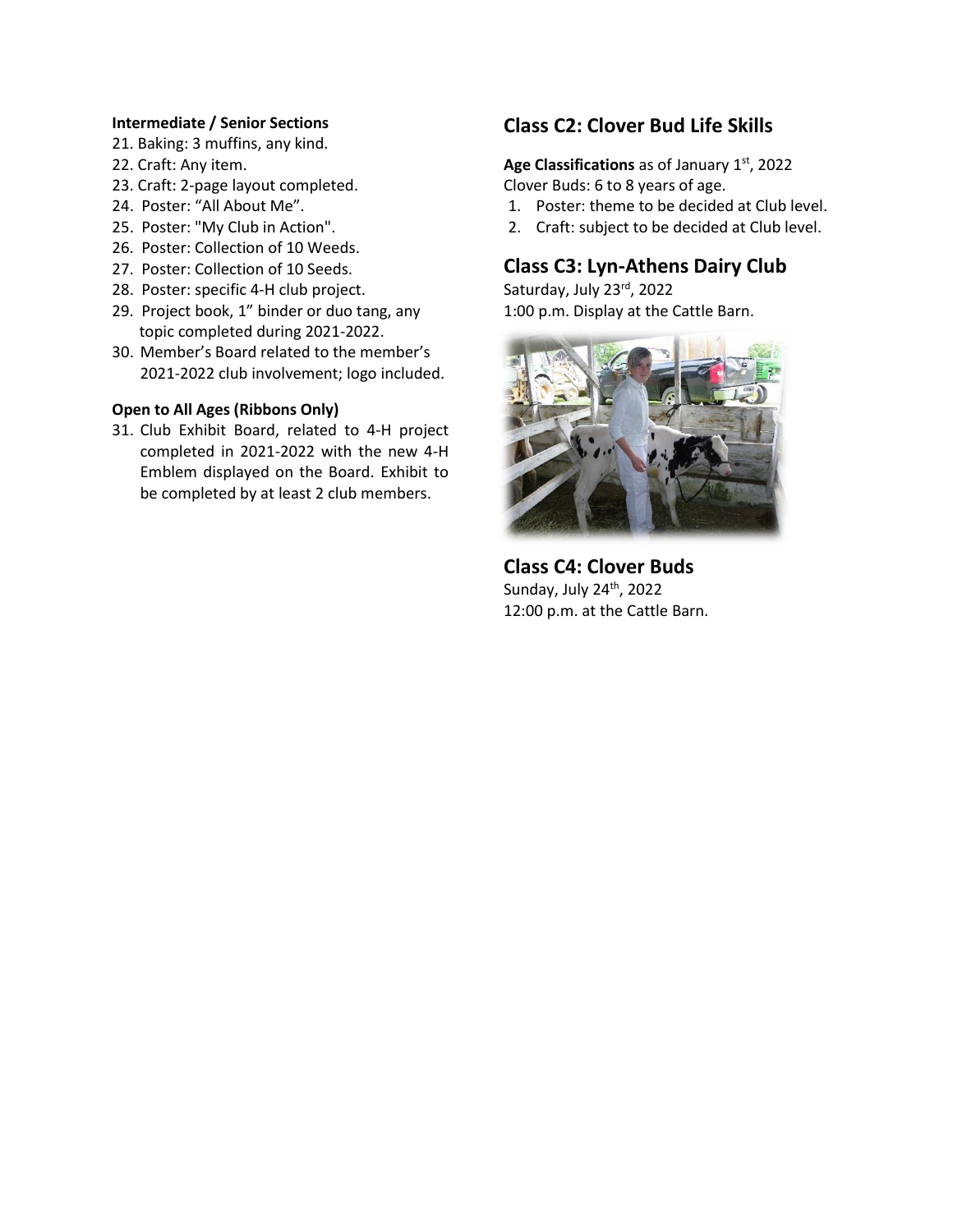**Intermediate / Senior Sections**

21. Baking: 3 muffins, any kind.
22. Craft: Any item.
23. Craft: 2-page layout completed.
24. Poster: "All About Me".
25. Poster: "My Club in Action".
26. Poster: Collection of 10 Weeds.
27. Poster: Collection of 10 Seeds.
28. Poster: specific 4-H club project.
29. Project book, 1" binder or duo tang, any topic completed during 2021-2022.
30. Member's Board related to the member's 2021-2022 club involvement; logo included.

**Open to All Ages (Ribbons Only)**

31. Club Exhibit Board, related to 4-H project completed in 2021-2022 with the new 4-H Emblem displayed on the Board. Exhibit to be completed by at least 2 club members.

## Class C2: Clover Bud Life Skills

**Age Classifications** as of January 1st, 2022
Clover Buds: 6 to 8 years of age.

1. Poster: theme to be decided at Club level.
2. Craft: subject to be decided at Club level.

## Class C3: Lyn-Athens Dairy Club

Saturday, July 23rd, 2022
1:00 p.m. Display at the Cattle Barn.

## Class C4: Clover Buds

Sunday, July 24th, 2022
12:00 p.m. at the Cattle Barn.